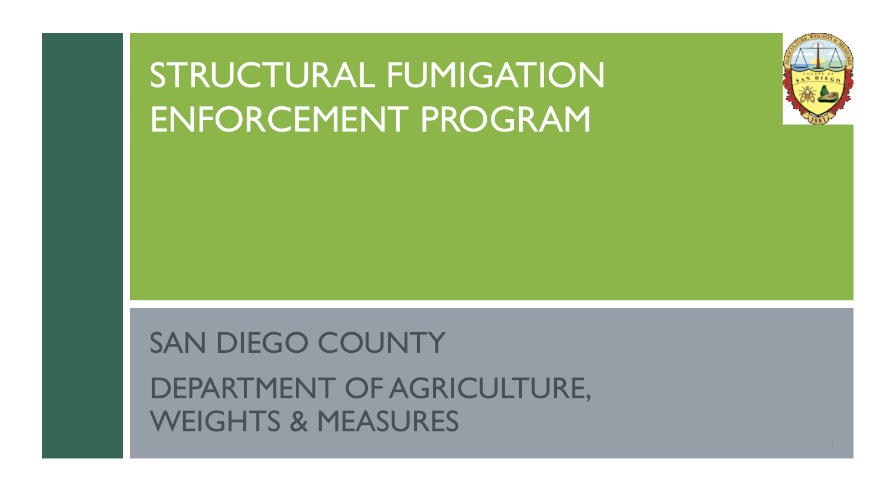# STRUCTURAL FUMIGATION ENFORCEMENT PROGRAM

SAN DIEGO COUNTY

DEPARTMENT OF AGRICULTURE, WEIGHTS & MEASURES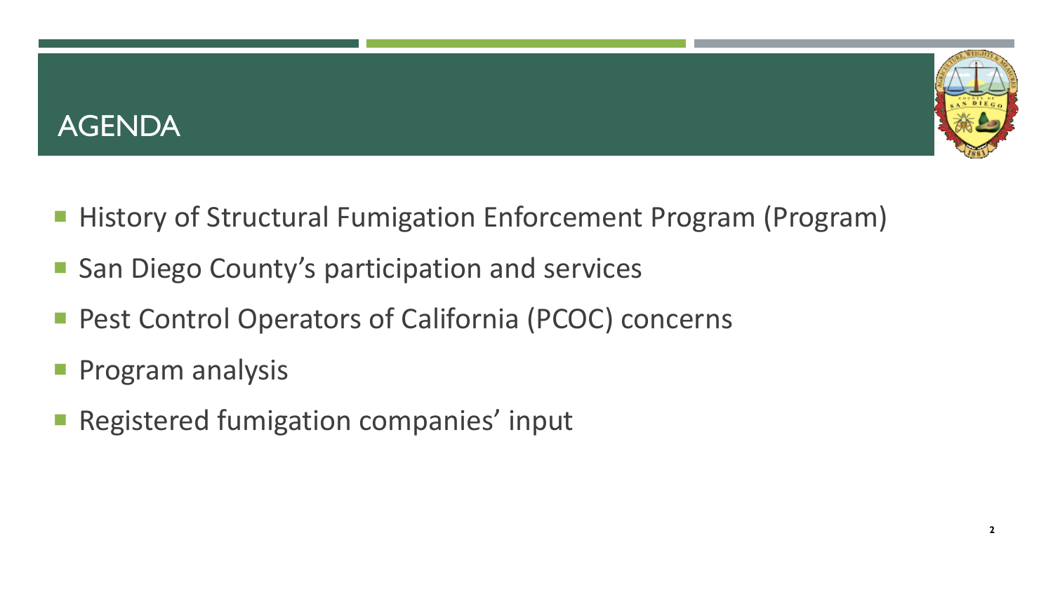# AGENDA

- History of Structural Fumigation Enforcement Program (Program)
- San Diego County's participation and services
- Pest Control Operators of California (PCOC) concerns
- Program analysis
- Registered fumigation companies' input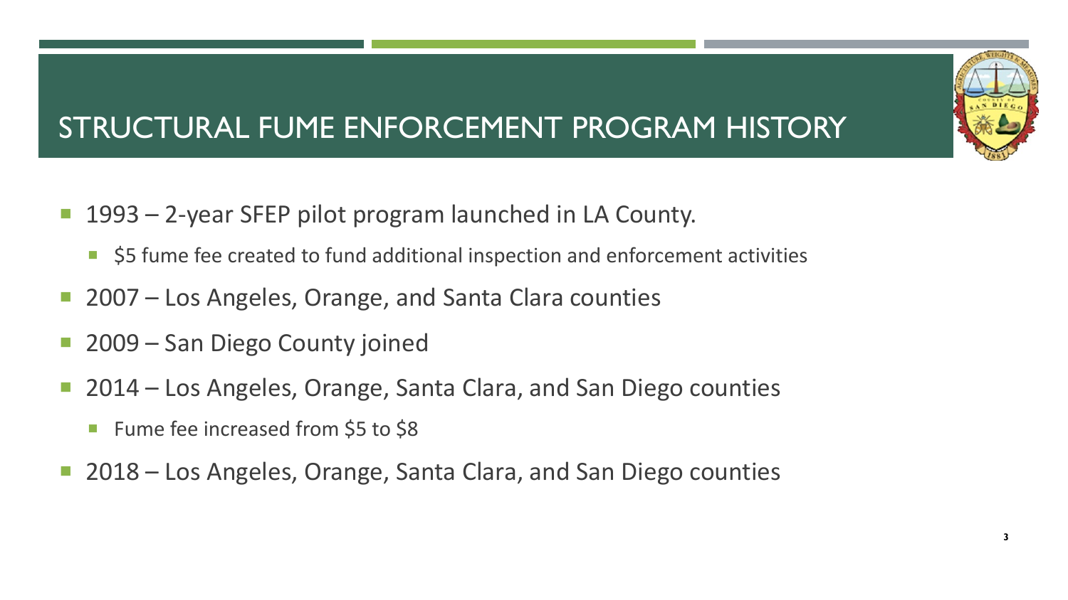# STRUCTURAL FUME ENFORCEMENT PROGRAM HISTORY

- 1993 – 2-year SFEP pilot program launched in LA County.
  - $5 fume fee created to fund additional inspection and enforcement activities
- 2007 – Los Angeles, Orange, and Santa Clara counties
- 2009 – San Diego County joined
- 2014 – Los Angeles, Orange, Santa Clara, and San Diego counties
  - Fume fee increased from $5 to $8
- 2018 – Los Angeles, Orange, Santa Clara, and San Diego counties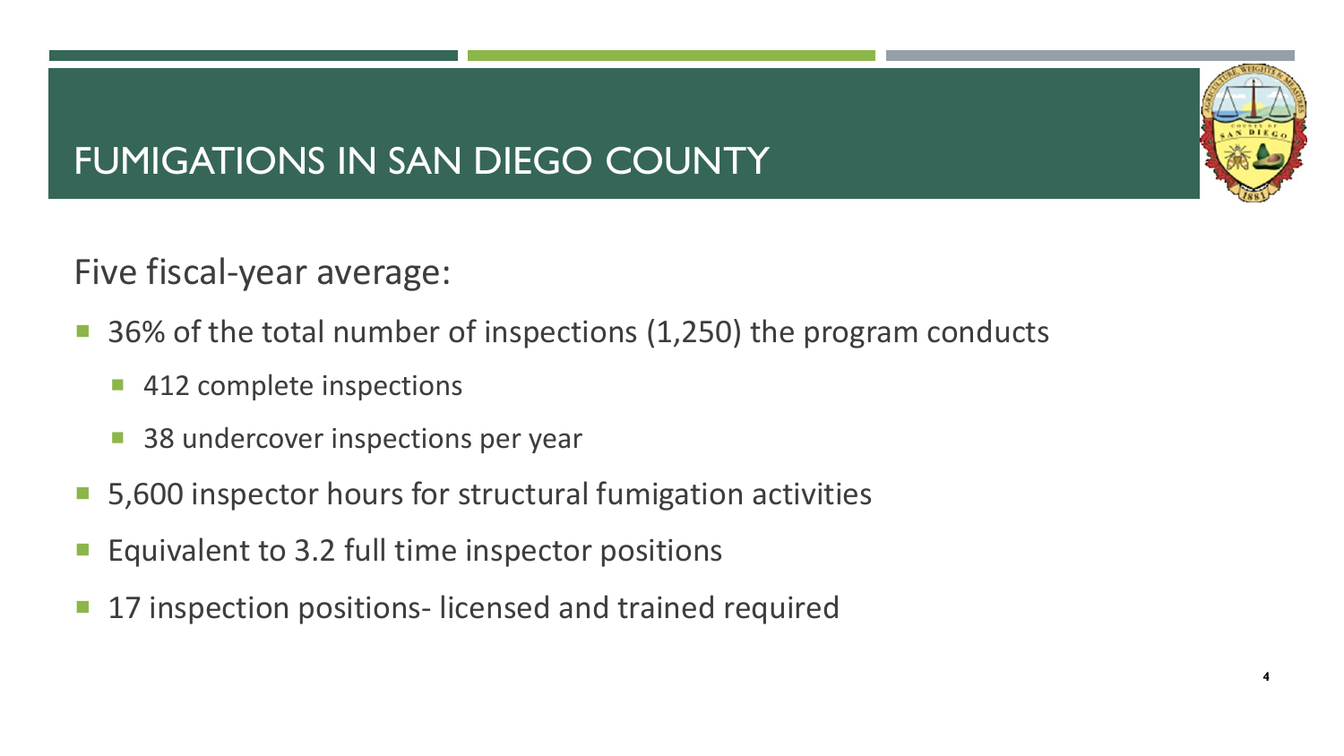# FUMIGATIONS IN SAN DIEGO COUNTY

Five fiscal-year average:

- 36% of the total number of inspections (1,250) the program conducts
  - 412 complete inspections
  - 38 undercover inspections per year
- 5,600 inspector hours for structural fumigation activities
- Equivalent to 3.2 full time inspector positions
- 17 inspection positions- licensed and trained required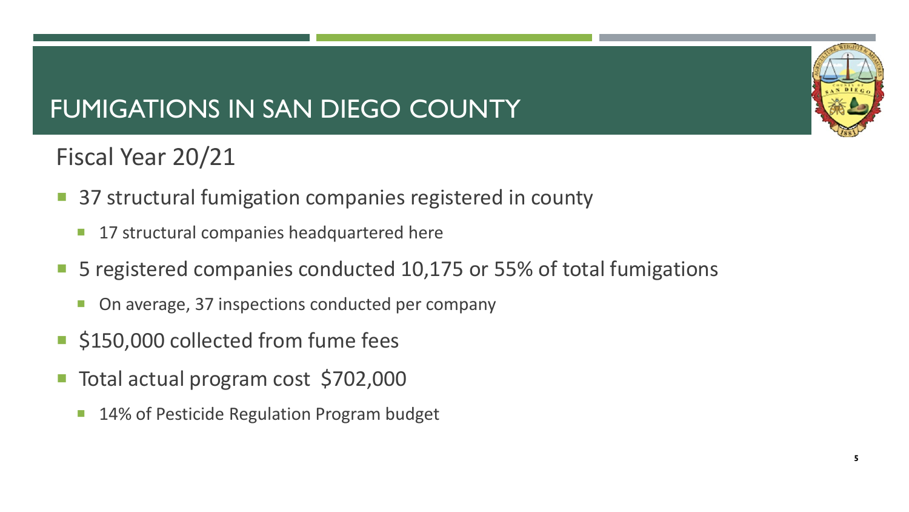# FUMIGATIONS IN SAN DIEGO COUNTY

## Fiscal Year 20/21

- 37 structural fumigation companies registered in county
  - 17 structural companies headquartered here
- 5 registered companies conducted 10,175 or 55% of total fumigations
  - On average, 37 inspections conducted per company
- $150,000 collected from fume fees
- Total actual program cost $702,000
  - 14% of Pesticide Regulation Program budget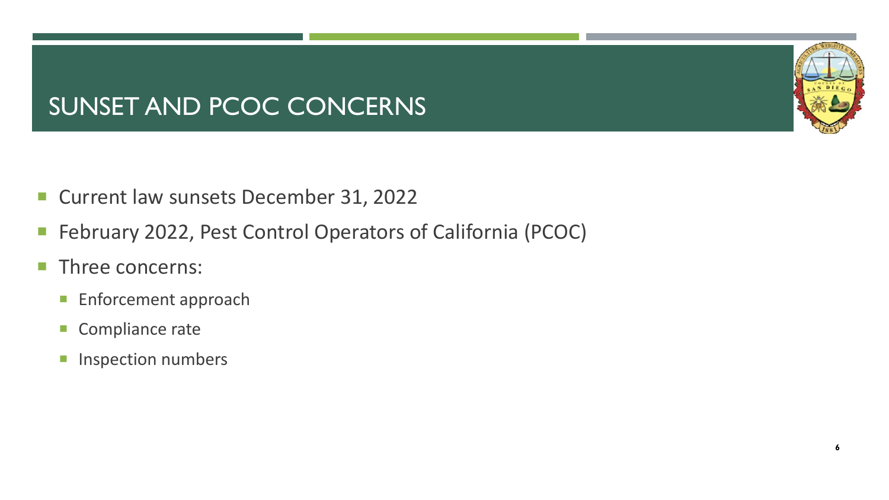# SUNSET AND PCOC CONCERNS

- Current law sunsets December 31, 2022
- February 2022, Pest Control Operators of California (PCOC)
- Three concerns:
  - Enforcement approach
  - Compliance rate
  - Inspection numbers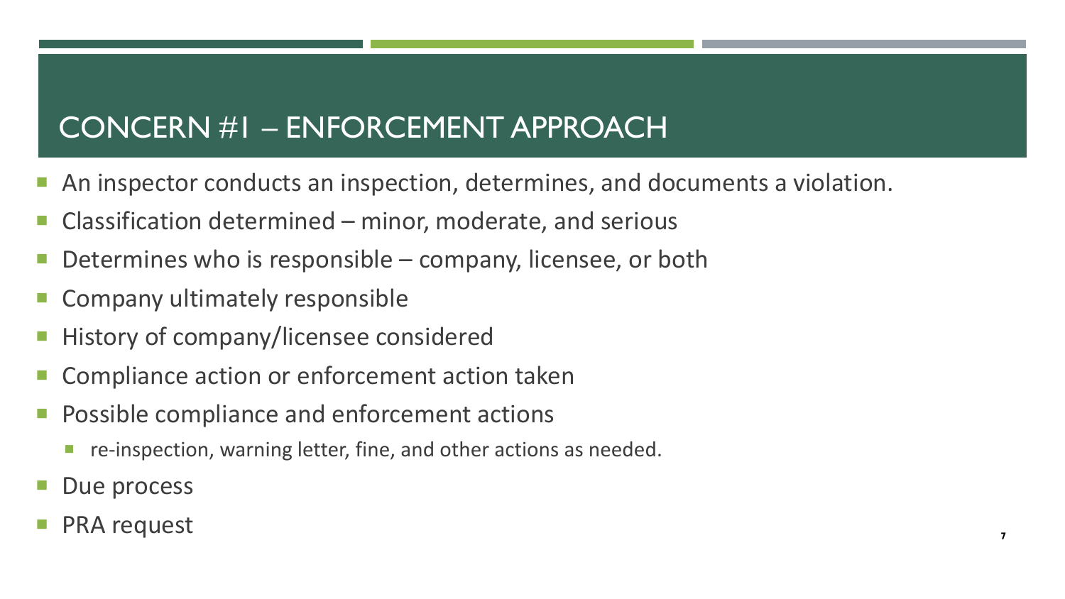# CONCERN #1 – ENFORCEMENT APPROACH

- An inspector conducts an inspection, determines, and documents a violation.
- Classification determined – minor, moderate, and serious
- Determines who is responsible – company, licensee, or both
- Company ultimately responsible
- History of company/licensee considered
- Compliance action or enforcement action taken
- Possible compliance and enforcement actions
  - re-inspection, warning letter, fine, and other actions as needed.
- Due process
- PRA request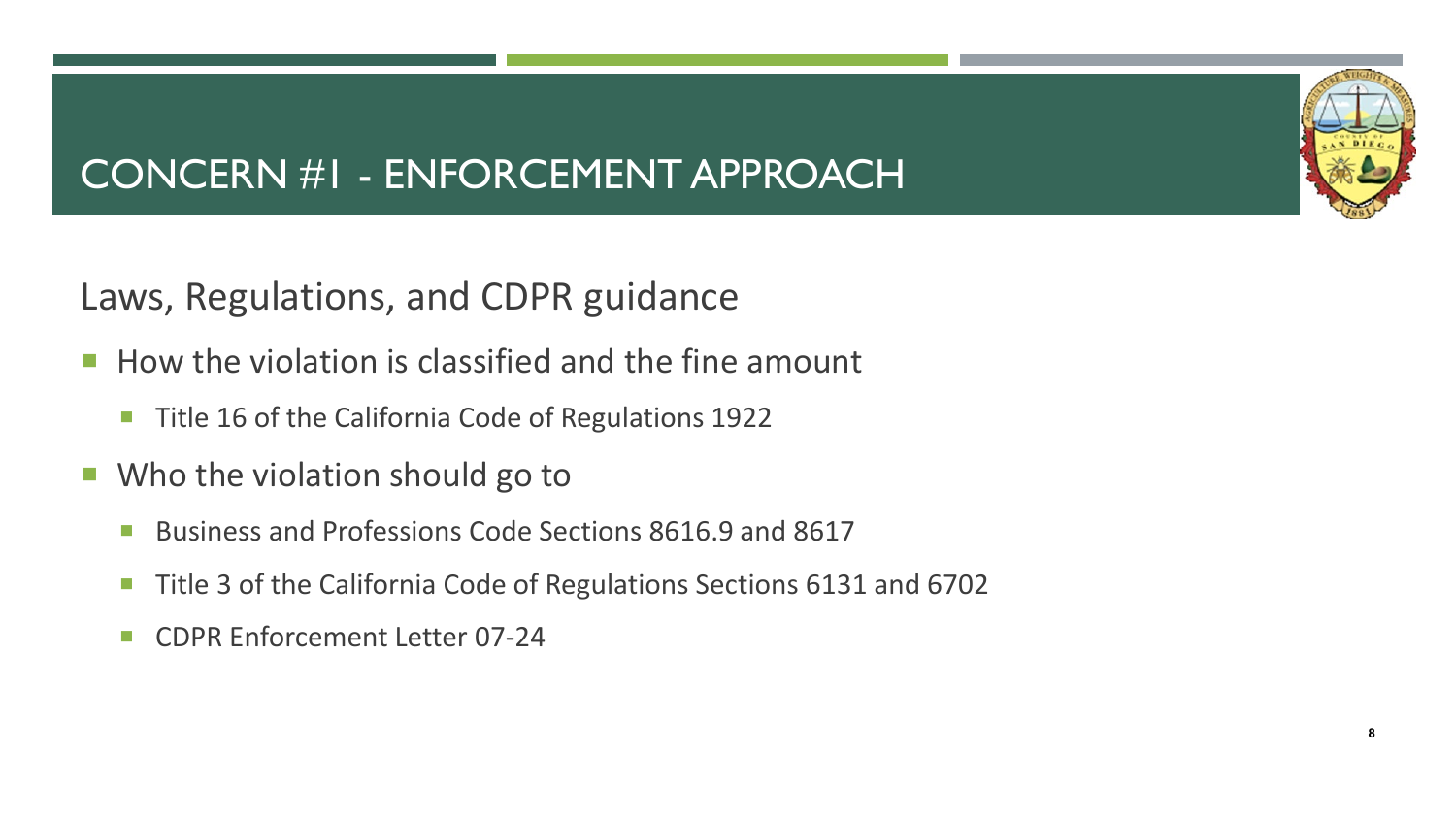# CONCERN #1 - ENFORCEMENT APPROACH

## Laws, Regulations, and CDPR guidance

- How the violation is classified and the fine amount
  - Title 16 of the California Code of Regulations 1922
- Who the violation should go to
  - Business and Professions Code Sections 8616.9 and 8617
  - Title 3 of the California Code of Regulations Sections 6131 and 6702
  - CDPR Enforcement Letter 07-24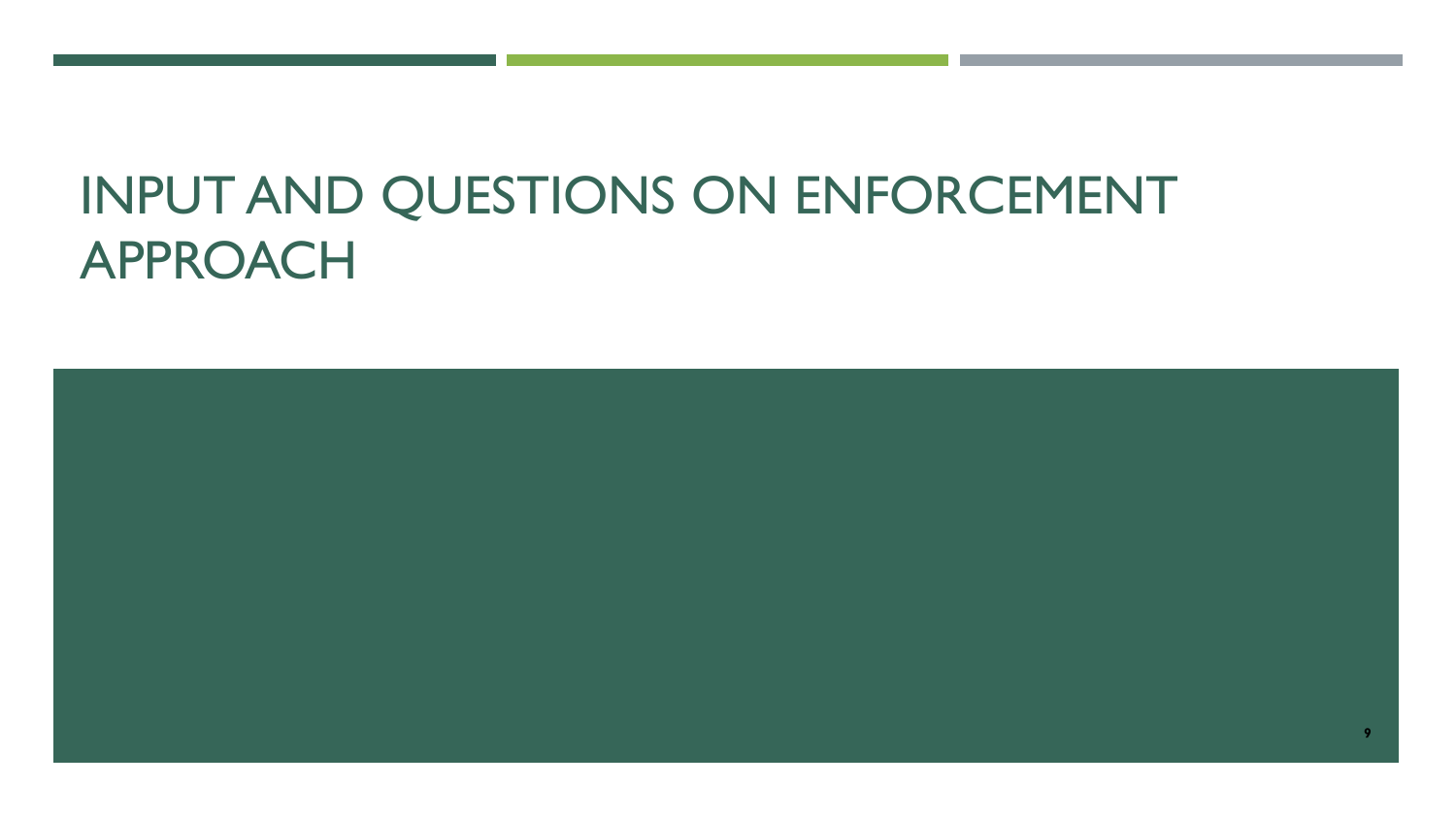# INPUT AND QUESTIONS ON ENFORCEMENT APPROACH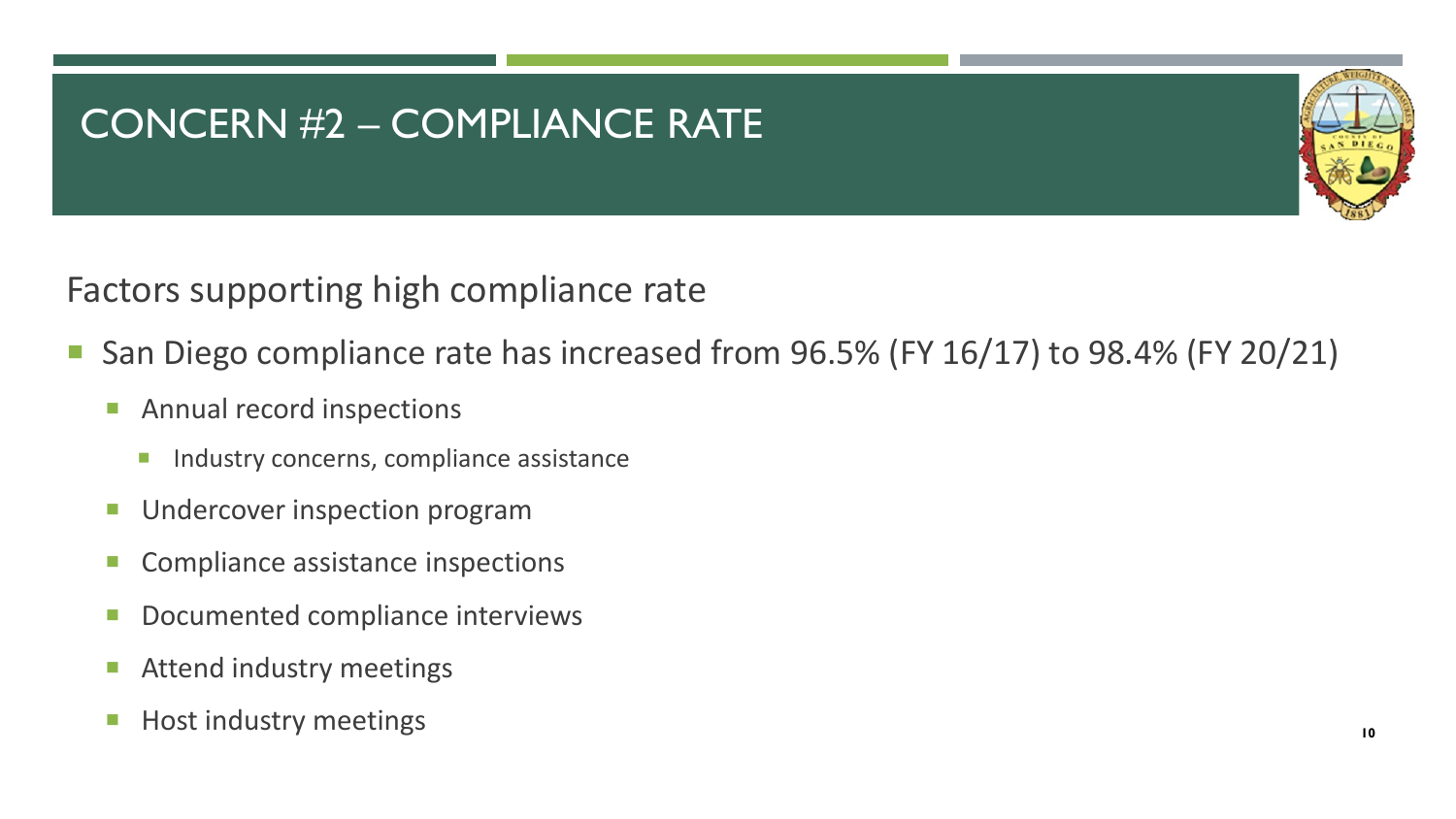# CONCERN #2 – COMPLIANCE RATE

Factors supporting high compliance rate

- San Diego compliance rate has increased from 96.5% (FY 16/17) to 98.4% (FY 20/21)
  - Annual record inspections
    - Industry concerns, compliance assistance
  - Undercover inspection program
  - Compliance assistance inspections
  - Documented compliance interviews
  - Attend industry meetings
  - Host industry meetings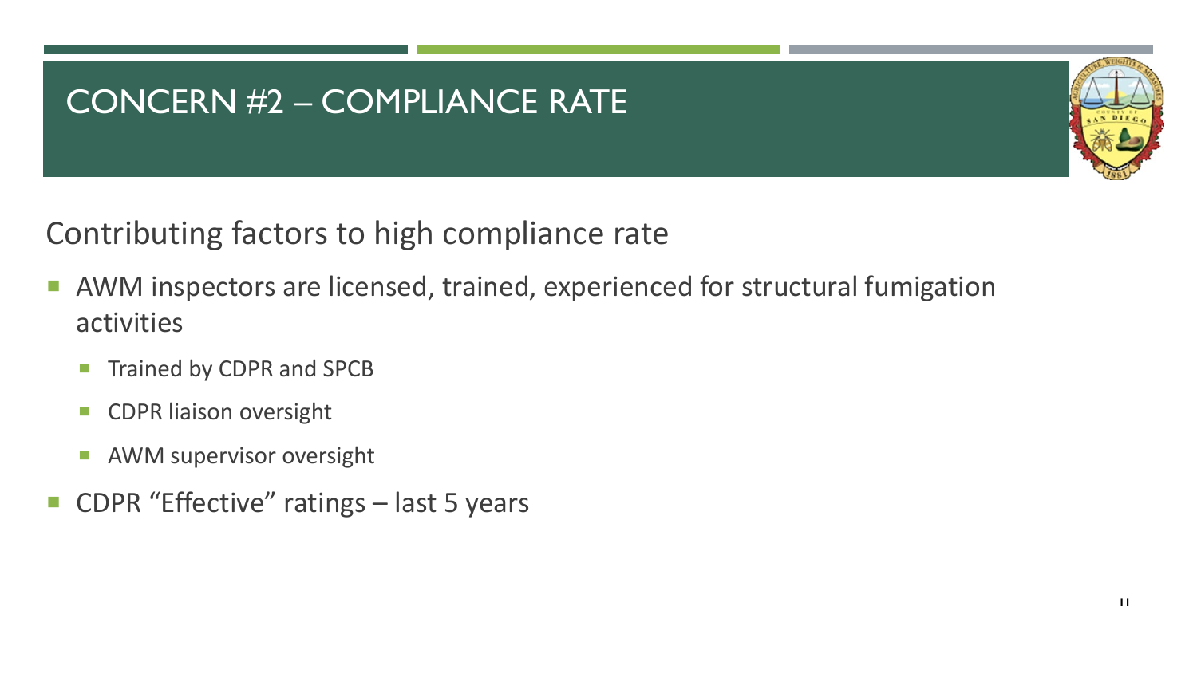# CONCERN #2 – COMPLIANCE RATE

## Contributing factors to high compliance rate

- AWM inspectors are licensed, trained, experienced for structural fumigation activities
  - Trained by CDPR and SPCB
  - CDPR liaison oversight
  - AWM supervisor oversight
- CDPR "Effective" ratings – last 5 years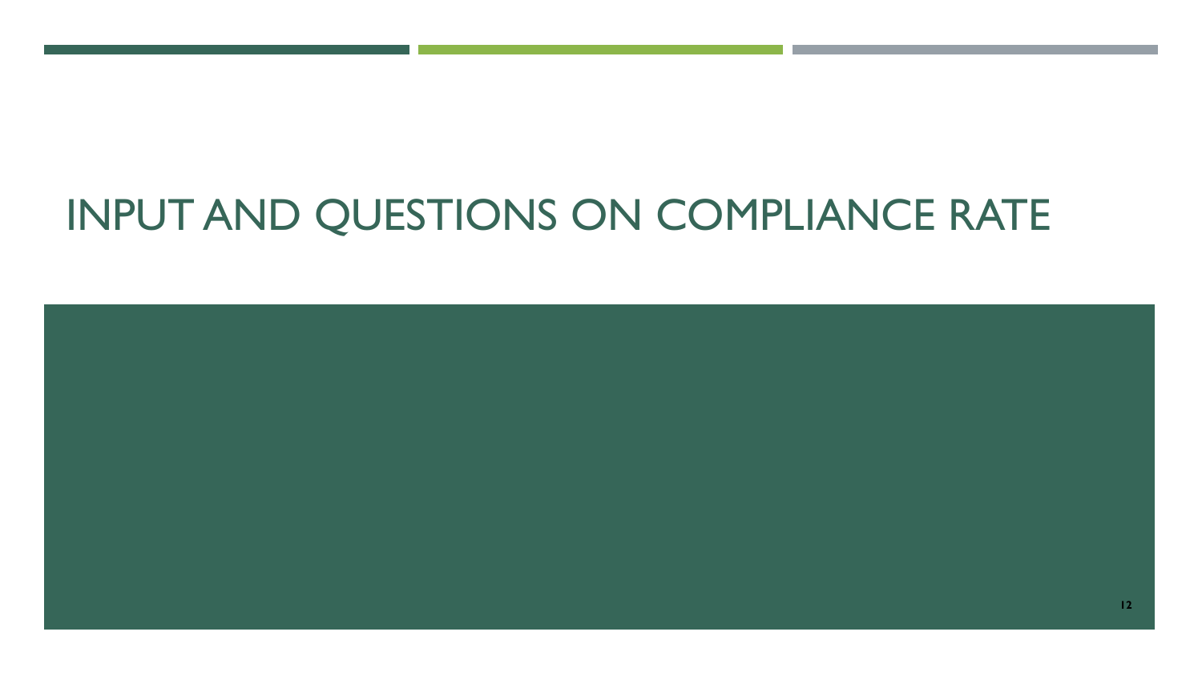# INPUT AND QUESTIONS ON COMPLIANCE RATE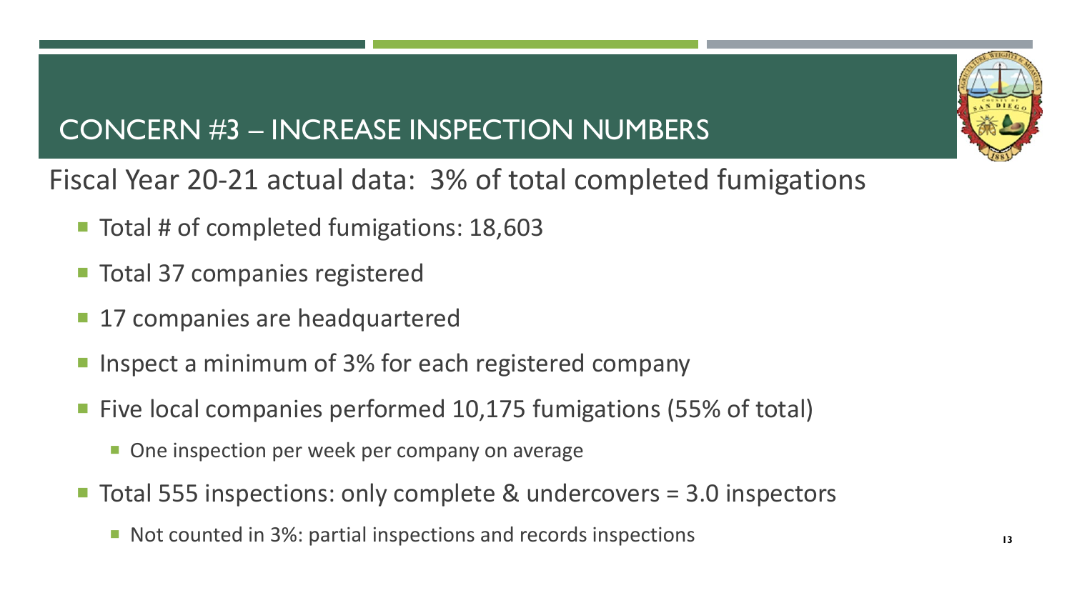# CONCERN #3 – INCREASE INSPECTION NUMBERS

Fiscal Year 20-21 actual data: 3% of total completed fumigations

- Total # of completed fumigations: 18,603
- Total 37 companies registered
- 17 companies are headquartered
- Inspect a minimum of 3% for each registered company
- Five local companies performed 10,175 fumigations (55% of total)
  - One inspection per week per company on average
- Total 555 inspections: only complete & undercovers = 3.0 inspectors
  - Not counted in 3%: partial inspections and records inspections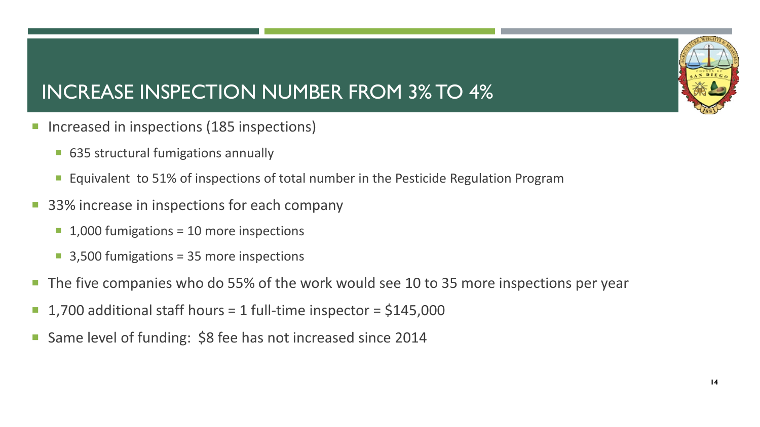# INCREASE INSPECTION NUMBER FROM 3% TO 4%

- Increased in inspections (185 inspections)
  - 635 structural fumigations annually
  - Equivalent to 51% of inspections of total number in the Pesticide Regulation Program
- 33% increase in inspections for each company
  - 1,000 fumigations = 10 more inspections
  - 3,500 fumigations = 35 more inspections
- The five companies who do 55% of the work would see 10 to 35 more inspections per year
- 1,700 additional staff hours = 1 full-time inspector = $145,000
- Same level of funding: $8 fee has not increased since 2014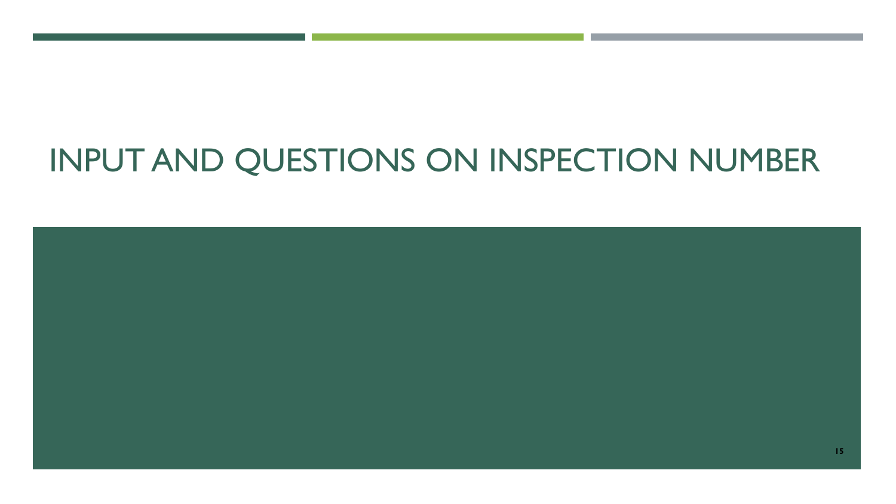# INPUT AND QUESTIONS ON INSPECTION NUMBER